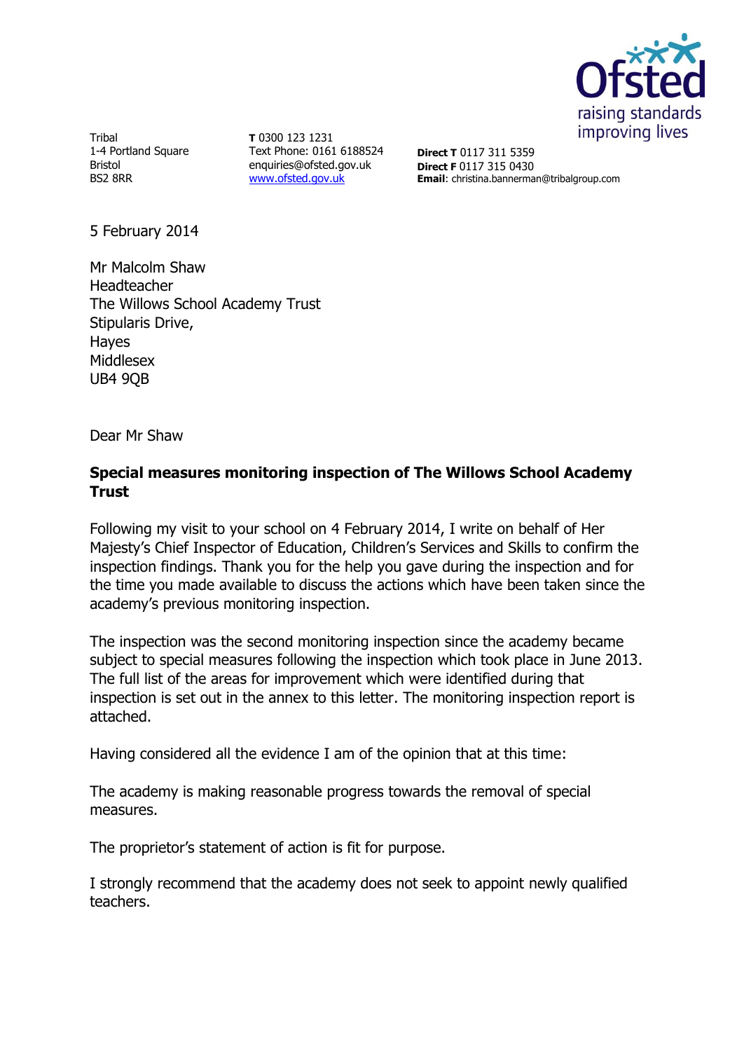Tribal
1-4 Portland Square
Bristol
BS2 8RR

**T** 0300 123 1231
Text Phone: 0161 6188524
enquiries@ofsted.gov.uk
www.ofsted.gov.uk

**Direct T** 0117 311 5359
**Direct F** 0117 315 0430
**Email**: christina.bannerman@tribalgroup.com

5 February 2014

Mr Malcolm Shaw
Headteacher
The Willows School Academy Trust
Stipularis Drive,
Hayes
Middlesex
UB4 9QB

Dear Mr Shaw

**Special measures monitoring inspection of The Willows School Academy Trust**

Following my visit to your school on 4 February 2014, I write on behalf of Her Majesty's Chief Inspector of Education, Children's Services and Skills to confirm the inspection findings. Thank you for the help you gave during the inspection and for the time you made available to discuss the actions which have been taken since the academy's previous monitoring inspection.

The inspection was the second monitoring inspection since the academy became subject to special measures following the inspection which took place in June 2013. The full list of the areas for improvement which were identified during that inspection is set out in the annex to this letter. The monitoring inspection report is attached.

Having considered all the evidence I am of the opinion that at this time:

The academy is making reasonable progress towards the removal of special measures.

The proprietor's statement of action is fit for purpose.

I strongly recommend that the academy does not seek to appoint newly qualified teachers.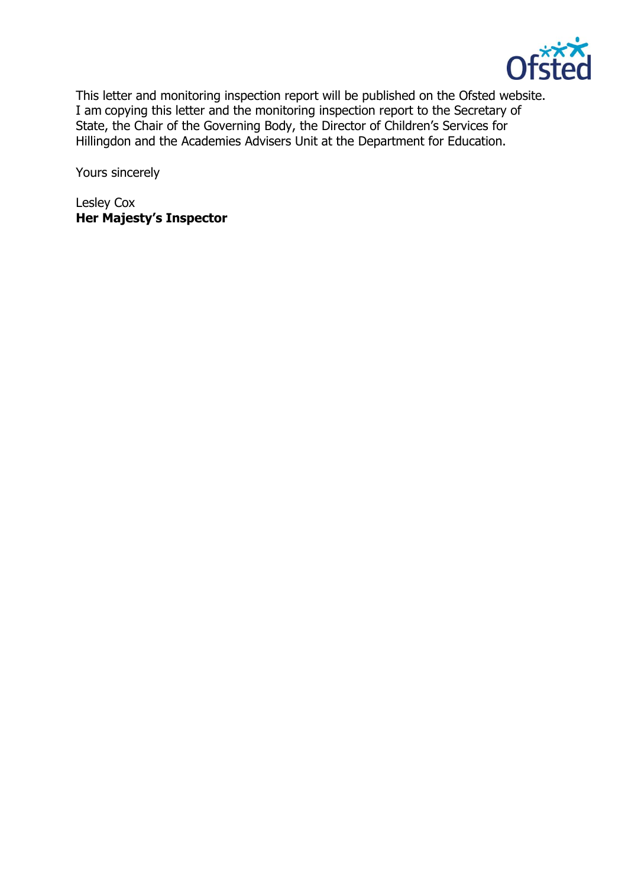This letter and monitoring inspection report will be published on the Ofsted website. I am copying this letter and the monitoring inspection report to the Secretary of State, the Chair of the Governing Body, the Director of Children's Services for Hillingdon and the Academies Advisers Unit at the Department for Education.

Yours sincerely

Lesley Cox
**Her Majesty's Inspector**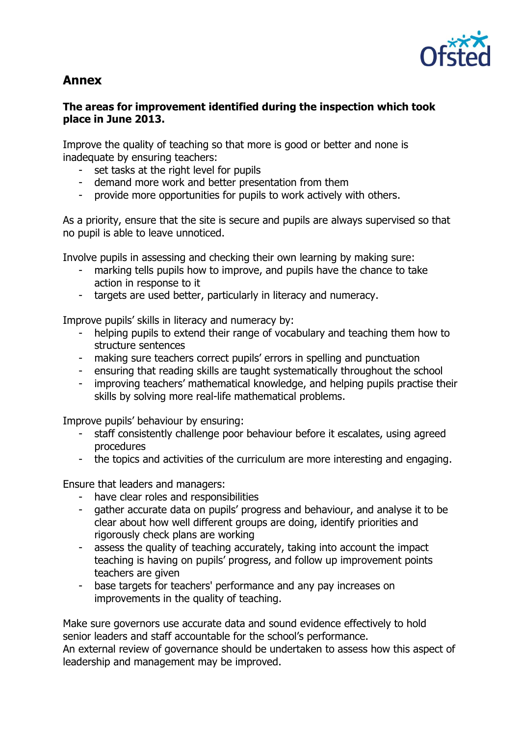## Annex

**The areas for improvement identified during the inspection which took place in June 2013.**

Improve the quality of teaching so that more is good or better and none is inadequate by ensuring teachers:

- set tasks at the right level for pupils
- demand more work and better presentation from them
- provide more opportunities for pupils to work actively with others.

As a priority, ensure that the site is secure and pupils are always supervised so that no pupil is able to leave unnoticed.

Involve pupils in assessing and checking their own learning by making sure:

- marking tells pupils how to improve, and pupils have the chance to take action in response to it
- targets are used better, particularly in literacy and numeracy.

Improve pupils' skills in literacy and numeracy by:

- helping pupils to extend their range of vocabulary and teaching them how to structure sentences
- making sure teachers correct pupils' errors in spelling and punctuation
- ensuring that reading skills are taught systematically throughout the school
- improving teachers' mathematical knowledge, and helping pupils practise their skills by solving more real-life mathematical problems.

Improve pupils' behaviour by ensuring:

- staff consistently challenge poor behaviour before it escalates, using agreed procedures
- the topics and activities of the curriculum are more interesting and engaging.

Ensure that leaders and managers:

- have clear roles and responsibilities
- gather accurate data on pupils' progress and behaviour, and analyse it to be clear about how well different groups are doing, identify priorities and rigorously check plans are working
- assess the quality of teaching accurately, taking into account the impact teaching is having on pupils' progress, and follow up improvement points teachers are given
- base targets for teachers' performance and any pay increases on improvements in the quality of teaching.

Make sure governors use accurate data and sound evidence effectively to hold senior leaders and staff accountable for the school's performance.
An external review of governance should be undertaken to assess how this aspect of leadership and management may be improved.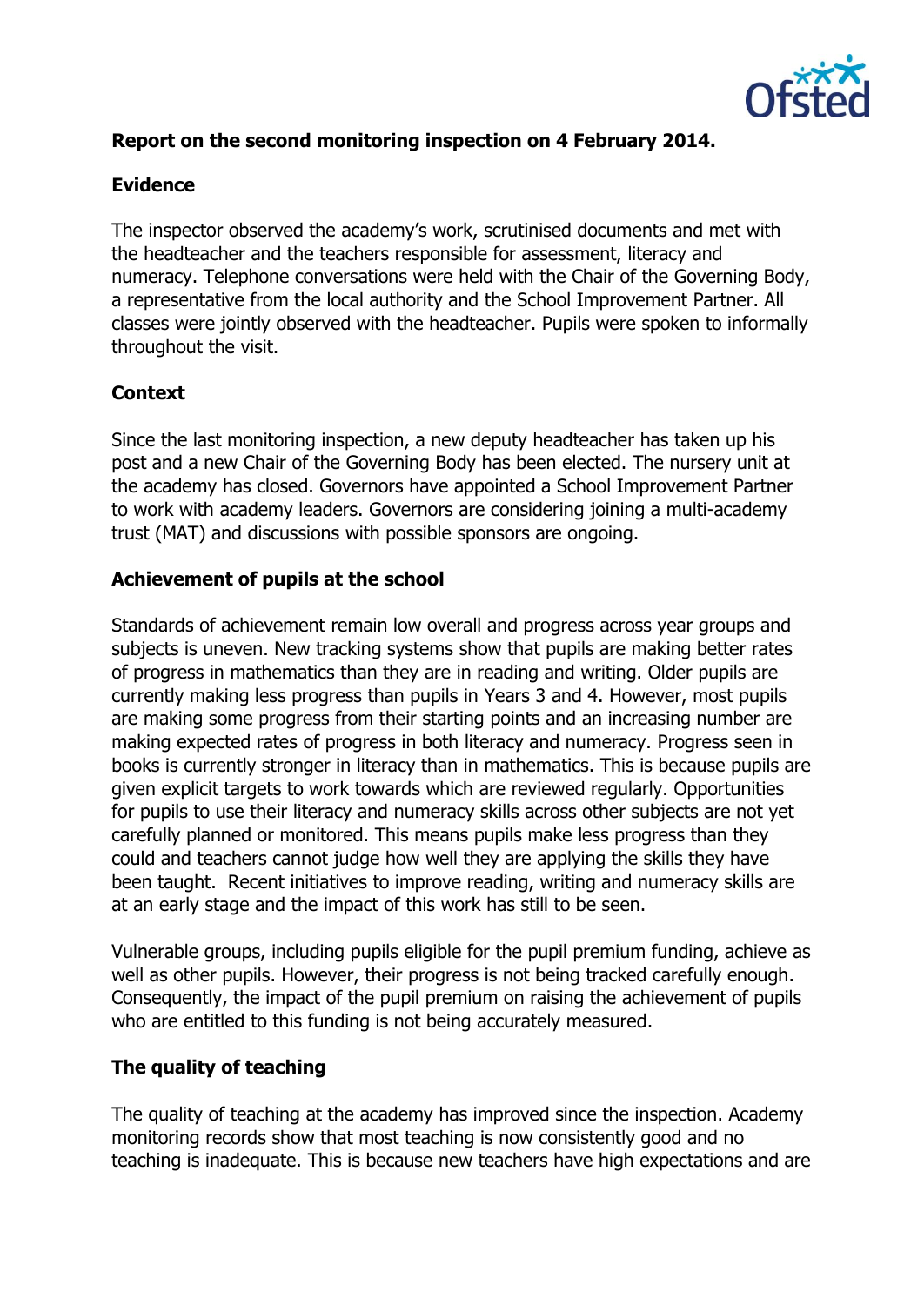**Report on the second monitoring inspection on 4 February 2014.**

**Evidence**

The inspector observed the academy's work, scrutinised documents and met with the headteacher and the teachers responsible for assessment, literacy and numeracy. Telephone conversations were held with the Chair of the Governing Body, a representative from the local authority and the School Improvement Partner. All classes were jointly observed with the headteacher. Pupils were spoken to informally throughout the visit.

**Context**

Since the last monitoring inspection, a new deputy headteacher has taken up his post and a new Chair of the Governing Body has been elected. The nursery unit at the academy has closed. Governors have appointed a School Improvement Partner to work with academy leaders. Governors are considering joining a multi-academy trust (MAT) and discussions with possible sponsors are ongoing.

**Achievement of pupils at the school**

Standards of achievement remain low overall and progress across year groups and subjects is uneven. New tracking systems show that pupils are making better rates of progress in mathematics than they are in reading and writing. Older pupils are currently making less progress than pupils in Years 3 and 4. However, most pupils are making some progress from their starting points and an increasing number are making expected rates of progress in both literacy and numeracy. Progress seen in books is currently stronger in literacy than in mathematics. This is because pupils are given explicit targets to work towards which are reviewed regularly. Opportunities for pupils to use their literacy and numeracy skills across other subjects are not yet carefully planned or monitored. This means pupils make less progress than they could and teachers cannot judge how well they are applying the skills they have been taught. Recent initiatives to improve reading, writing and numeracy skills are at an early stage and the impact of this work has still to be seen.

Vulnerable groups, including pupils eligible for the pupil premium funding, achieve as well as other pupils. However, their progress is not being tracked carefully enough. Consequently, the impact of the pupil premium on raising the achievement of pupils who are entitled to this funding is not being accurately measured.

**The quality of teaching**

The quality of teaching at the academy has improved since the inspection. Academy monitoring records show that most teaching is now consistently good and no teaching is inadequate. This is because new teachers have high expectations and are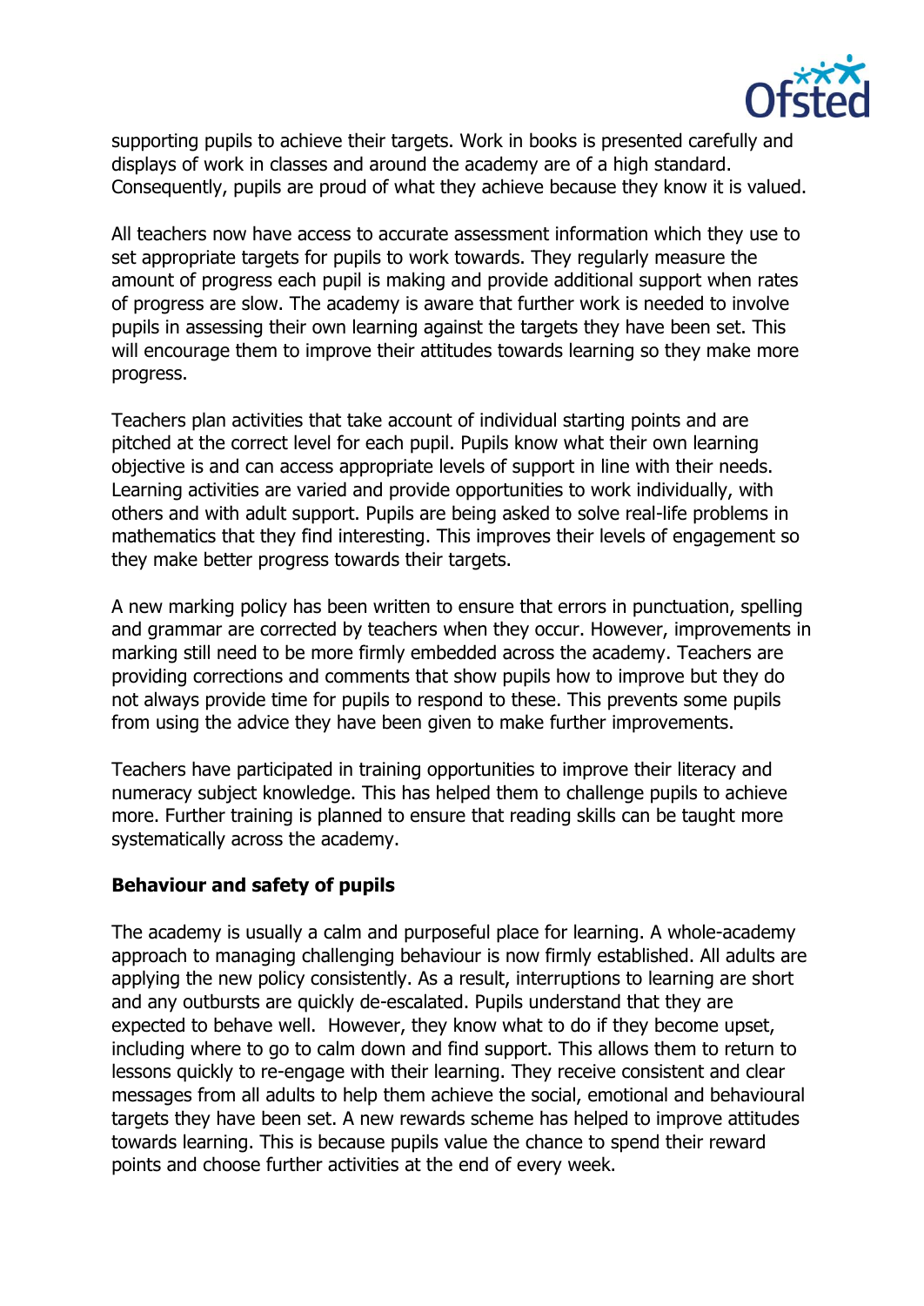supporting pupils to achieve their targets. Work in books is presented carefully and displays of work in classes and around the academy are of a high standard. Consequently, pupils are proud of what they achieve because they know it is valued.

All teachers now have access to accurate assessment information which they use to set appropriate targets for pupils to work towards. They regularly measure the amount of progress each pupil is making and provide additional support when rates of progress are slow. The academy is aware that further work is needed to involve pupils in assessing their own learning against the targets they have been set. This will encourage them to improve their attitudes towards learning so they make more progress.

Teachers plan activities that take account of individual starting points and are pitched at the correct level for each pupil. Pupils know what their own learning objective is and can access appropriate levels of support in line with their needs. Learning activities are varied and provide opportunities to work individually, with others and with adult support. Pupils are being asked to solve real-life problems in mathematics that they find interesting. This improves their levels of engagement so they make better progress towards their targets.

A new marking policy has been written to ensure that errors in punctuation, spelling and grammar are corrected by teachers when they occur. However, improvements in marking still need to be more firmly embedded across the academy. Teachers are providing corrections and comments that show pupils how to improve but they do not always provide time for pupils to respond to these. This prevents some pupils from using the advice they have been given to make further improvements.

Teachers have participated in training opportunities to improve their literacy and numeracy subject knowledge. This has helped them to challenge pupils to achieve more. Further training is planned to ensure that reading skills can be taught more systematically across the academy.

**Behaviour and safety of pupils**

The academy is usually a calm and purposeful place for learning. A whole-academy approach to managing challenging behaviour is now firmly established. All adults are applying the new policy consistently. As a result, interruptions to learning are short and any outbursts are quickly de-escalated. Pupils understand that they are expected to behave well. However, they know what to do if they become upset, including where to go to calm down and find support. This allows them to return to lessons quickly to re-engage with their learning. They receive consistent and clear messages from all adults to help them achieve the social, emotional and behavioural targets they have been set. A new rewards scheme has helped to improve attitudes towards learning. This is because pupils value the chance to spend their reward points and choose further activities at the end of every week.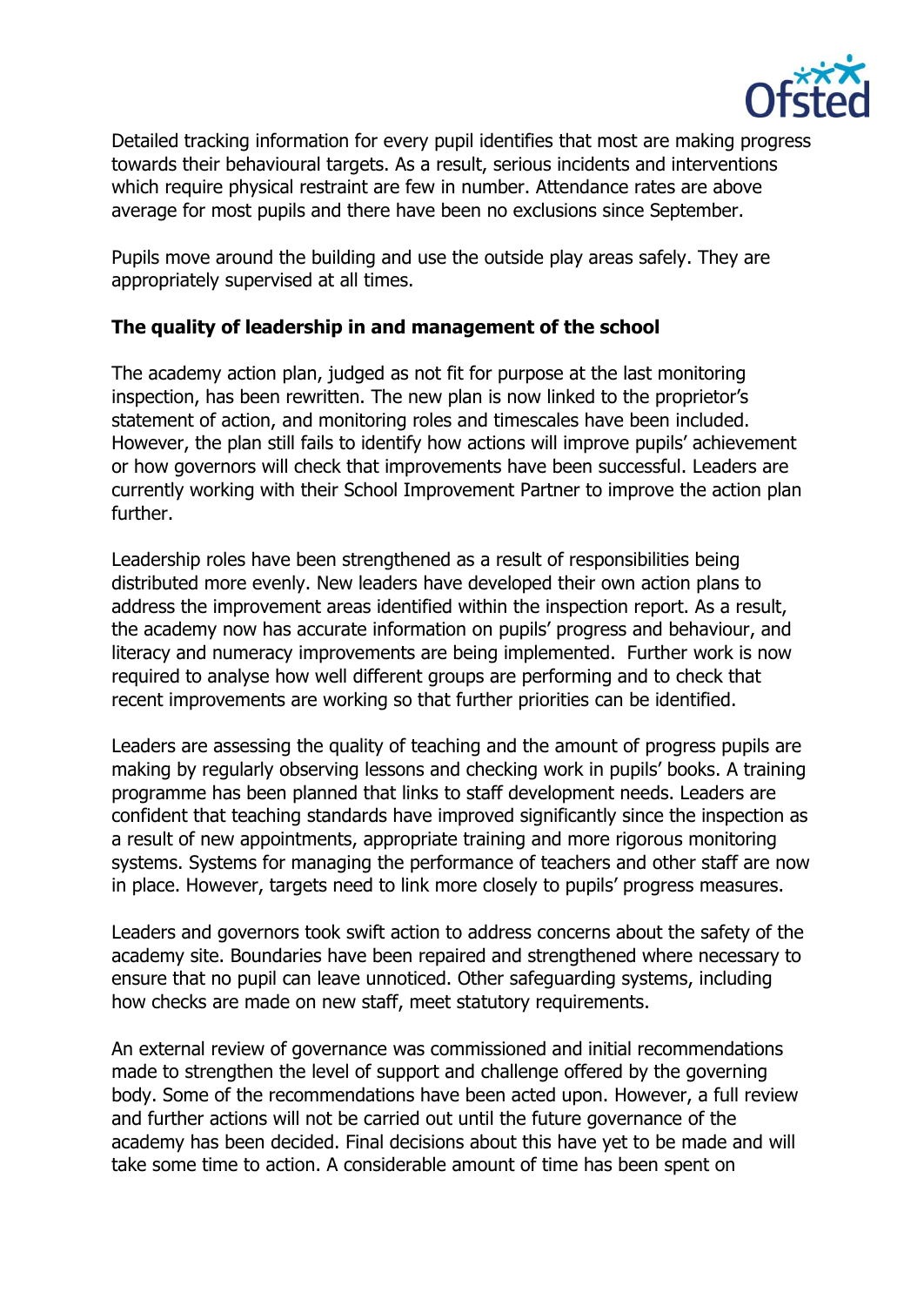Detailed tracking information for every pupil identifies that most are making progress towards their behavioural targets. As a result, serious incidents and interventions which require physical restraint are few in number. Attendance rates are above average for most pupils and there have been no exclusions since September.

Pupils move around the building and use the outside play areas safely. They are appropriately supervised at all times.

**The quality of leadership in and management of the school**

The academy action plan, judged as not fit for purpose at the last monitoring inspection, has been rewritten. The new plan is now linked to the proprietor's statement of action, and monitoring roles and timescales have been included. However, the plan still fails to identify how actions will improve pupils' achievement or how governors will check that improvements have been successful. Leaders are currently working with their School Improvement Partner to improve the action plan further.

Leadership roles have been strengthened as a result of responsibilities being distributed more evenly. New leaders have developed their own action plans to address the improvement areas identified within the inspection report. As a result, the academy now has accurate information on pupils' progress and behaviour, and literacy and numeracy improvements are being implemented. Further work is now required to analyse how well different groups are performing and to check that recent improvements are working so that further priorities can be identified.

Leaders are assessing the quality of teaching and the amount of progress pupils are making by regularly observing lessons and checking work in pupils' books. A training programme has been planned that links to staff development needs. Leaders are confident that teaching standards have improved significantly since the inspection as a result of new appointments, appropriate training and more rigorous monitoring systems. Systems for managing the performance of teachers and other staff are now in place. However, targets need to link more closely to pupils' progress measures.

Leaders and governors took swift action to address concerns about the safety of the academy site. Boundaries have been repaired and strengthened where necessary to ensure that no pupil can leave unnoticed. Other safeguarding systems, including how checks are made on new staff, meet statutory requirements.

An external review of governance was commissioned and initial recommendations made to strengthen the level of support and challenge offered by the governing body. Some of the recommendations have been acted upon. However, a full review and further actions will not be carried out until the future governance of the academy has been decided. Final decisions about this have yet to be made and will take some time to action. A considerable amount of time has been spent on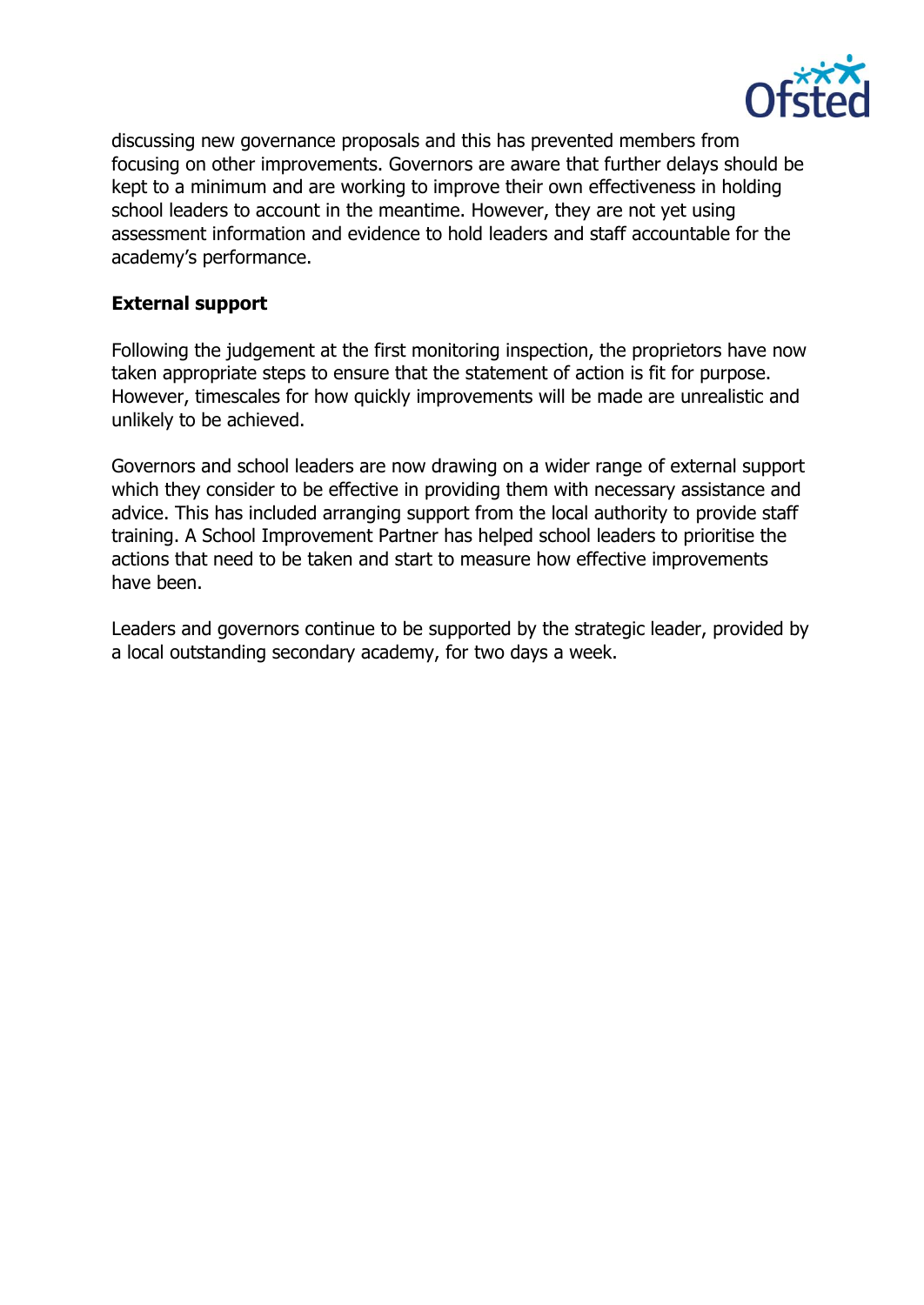discussing new governance proposals and this has prevented members from focusing on other improvements. Governors are aware that further delays should be kept to a minimum and are working to improve their own effectiveness in holding school leaders to account in the meantime. However, they are not yet using assessment information and evidence to hold leaders and staff accountable for the academy's performance.

### External support

Following the judgement at the first monitoring inspection, the proprietors have now taken appropriate steps to ensure that the statement of action is fit for purpose. However, timescales for how quickly improvements will be made are unrealistic and unlikely to be achieved.

Governors and school leaders are now drawing on a wider range of external support which they consider to be effective in providing them with necessary assistance and advice. This has included arranging support from the local authority to provide staff training. A School Improvement Partner has helped school leaders to prioritise the actions that need to be taken and start to measure how effective improvements have been.

Leaders and governors continue to be supported by the strategic leader, provided by a local outstanding secondary academy, for two days a week.